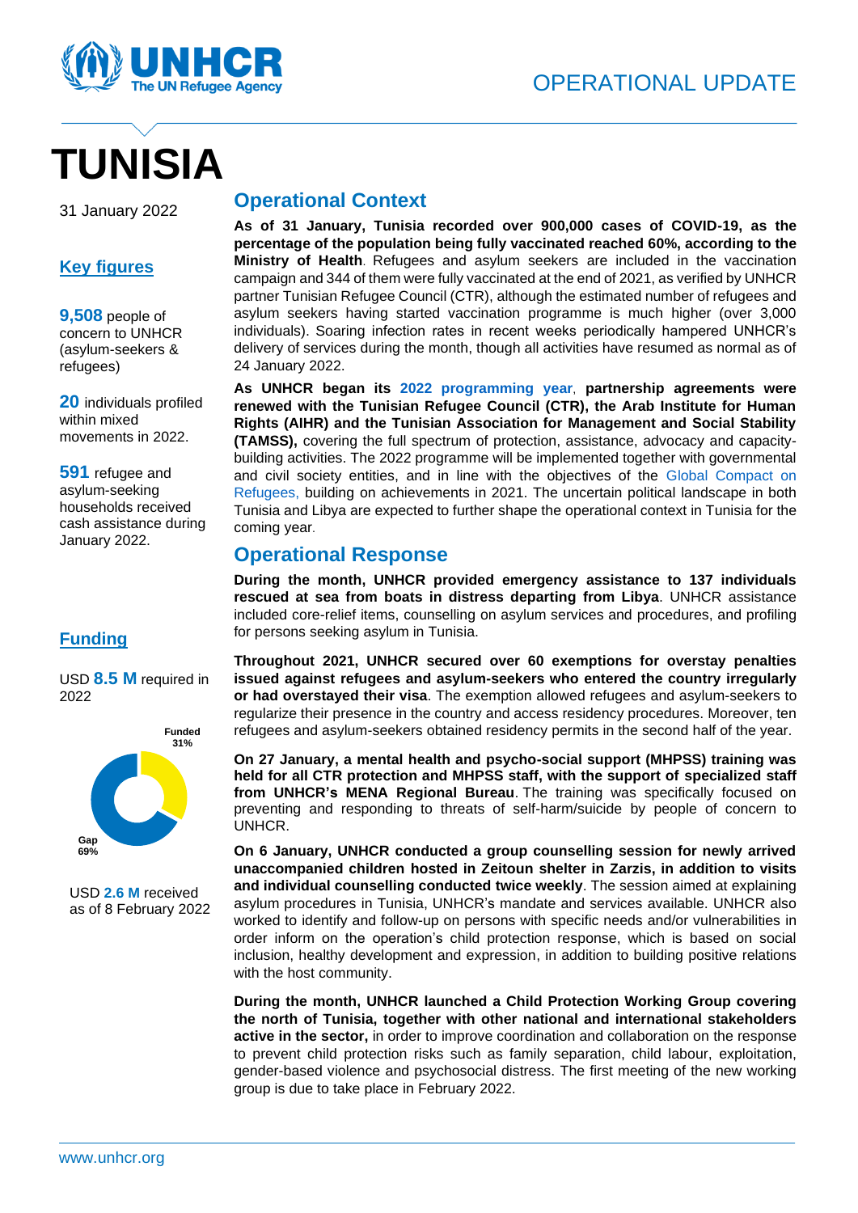OPERATIONAL UPDATE

# TUNISIA

31 January 2022

## Key figures

**9,508** people of concern to UNHCR (asylum-seekers & refugees)

**20** individuals profiled within mixed movements in 2022.

**591** refugee and asylum-seeking households received cash assistance during January 2022.

## Funding

USD **8.5 M** required in 2022

Funded 31%

Gap 69%

USD **2.6 M** received as of 8 February 2022

## Operational Context

**As of 31 January, Tunisia recorded over 900,000 cases of COVID-19, as the percentage of the population being fully vaccinated reached 60%, according to the Ministry of Health**. Refugees and asylum seekers are included in the vaccination campaign and 344 of them were fully vaccinated at the end of 2021, as verified by UNHCR partner Tunisian Refugee Council (CTR), although the estimated number of refugees and asylum seekers having started vaccination programme is much higher (over 3,000 individuals). Soaring infection rates in recent weeks periodically hampered UNHCR's delivery of services during the month, though all activities have resumed as normal as of 24 January 2022.

**As UNHCR began its 2022 programming year, partnership agreements were renewed with the Tunisian Refugee Council (CTR), the Arab Institute for Human Rights (AIHR) and the Tunisian Association for Management and Social Stability (TAMSS),** covering the full spectrum of protection, assistance, advocacy and capacity-building activities. The 2022 programme will be implemented together with governmental and civil society entities, and in line with the objectives of the Global Compact on Refugees, building on achievements in 2021. The uncertain political landscape in both Tunisia and Libya are expected to further shape the operational context in Tunisia for the coming year.

## Operational Response

**During the month, UNHCR provided emergency assistance to 137 individuals rescued at sea from boats in distress departing from Libya**. UNHCR assistance included core-relief items, counselling on asylum services and procedures, and profiling for persons seeking asylum in Tunisia.

**Throughout 2021, UNHCR secured over 60 exemptions for overstay penalties issued against refugees and asylum-seekers who entered the country irregularly or had overstayed their visa**. The exemption allowed refugees and asylum-seekers to regularize their presence in the country and access residency procedures. Moreover, ten refugees and asylum-seekers obtained residency permits in the second half of the year.

**On 27 January, a mental health and psycho-social support (MHPSS) training was held for all CTR protection and MHPSS staff, with the support of specialized staff from UNHCR's MENA Regional Bureau**. The training was specifically focused on preventing and responding to threats of self-harm/suicide by people of concern to UNHCR.

**On 6 January, UNHCR conducted a group counselling session for newly arrived unaccompanied children hosted in Zeitoun shelter in Zarzis, in addition to visits and individual counselling conducted twice weekly**. The session aimed at explaining asylum procedures in Tunisia, UNHCR's mandate and services available. UNHCR also worked to identify and follow-up on persons with specific needs and/or vulnerabilities in order inform on the operation's child protection response, which is based on social inclusion, healthy development and expression, in addition to building positive relations with the host community.

**During the month, UNHCR launched a Child Protection Working Group covering the north of Tunisia, together with other national and international stakeholders active in the sector,** in order to improve coordination and collaboration on the response to prevent child protection risks such as family separation, child labour, exploitation, gender-based violence and psychosocial distress. The first meeting of the new working group is due to take place in February 2022.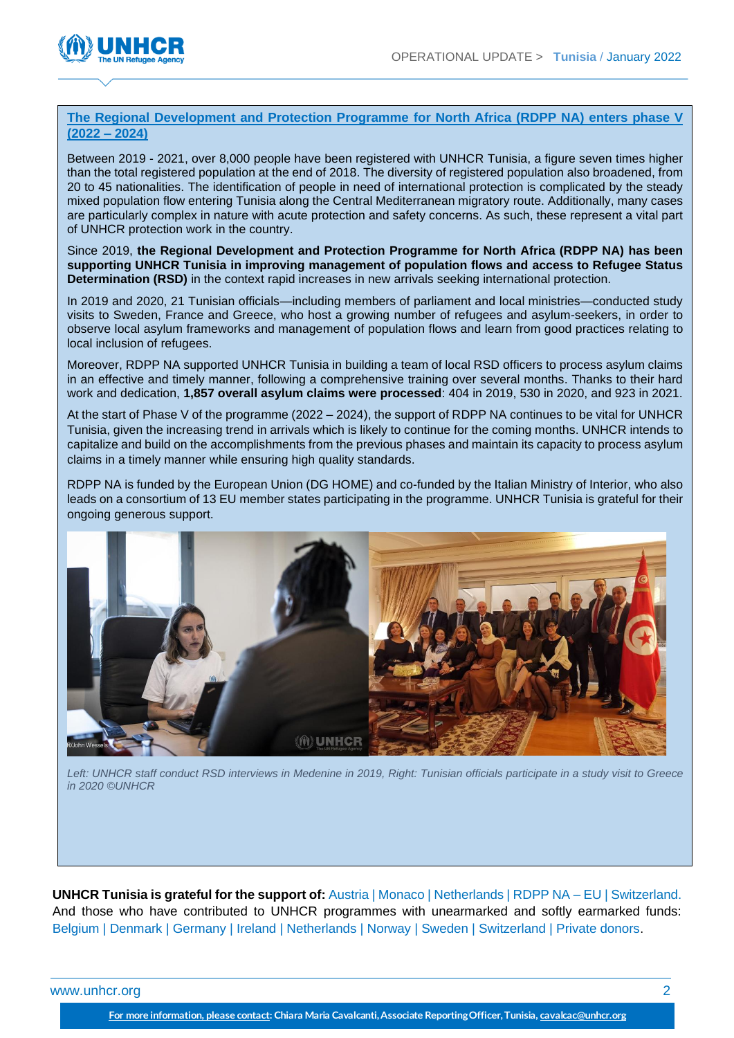## The Regional Development and Protection Programme for North Africa (RDPP NA) enters phase V (2022 – 2024)

Between 2019 - 2021, over 8,000 people have been registered with UNHCR Tunisia, a figure seven times higher than the total registered population at the end of 2018. The diversity of registered population also broadened, from 20 to 45 nationalities. The identification of people in need of international protection is complicated by the steady mixed population flow entering Tunisia along the Central Mediterranean migratory route. Additionally, many cases are particularly complex in nature with acute protection and safety concerns. As such, these represent a vital part of UNHCR protection work in the country.

Since 2019, **the Regional Development and Protection Programme for North Africa (RDPP NA) has been supporting UNHCR Tunisia in improving management of population flows and access to Refugee Status Determination (RSD)** in the context rapid increases in new arrivals seeking international protection.

In 2019 and 2020, 21 Tunisian officials—including members of parliament and local ministries—conducted study visits to Sweden, France and Greece, who host a growing number of refugees and asylum-seekers, in order to observe local asylum frameworks and management of population flows and learn from good practices relating to local inclusion of refugees.

Moreover, RDPP NA supported UNHCR Tunisia in building a team of local RSD officers to process asylum claims in an effective and timely manner, following a comprehensive training over several months. Thanks to their hard work and dedication, **1,857 overall asylum claims were processed**: 404 in 2019, 530 in 2020, and 923 in 2021.

At the start of Phase V of the programme (2022 – 2024), the support of RDPP NA continues to be vital for UNHCR Tunisia, given the increasing trend in arrivals which is likely to continue for the coming months. UNHCR intends to capitalize and build on the accomplishments from the previous phases and maintain its capacity to process asylum claims in a timely manner while ensuring high quality standards.

RDPP NA is funded by the European Union (DG HOME) and co-funded by the Italian Ministry of Interior, who also leads on a consortium of 13 EU member states participating in the programme. UNHCR Tunisia is grateful for their ongoing generous support.

*Left: UNHCR staff conduct RSD interviews in Medenine in 2019, Right: Tunisian officials participate in a study visit to Greece in 2020 ©UNHCR*

**UNHCR Tunisia is grateful for the support of:** Austria | Monaco | Netherlands | RDPP NA – EU | Switzerland.
And those who have contributed to UNHCR programmes with unearmarked and softly earmarked funds: Belgium | Denmark | Germany | Ireland | Netherlands | Norway | Sweden | Switzerland | Private donors.

For more information, please contact: Chiara Maria Cavalcanti, Associate Reporting Officer, Tunisia, cavalcac@unhcr.org